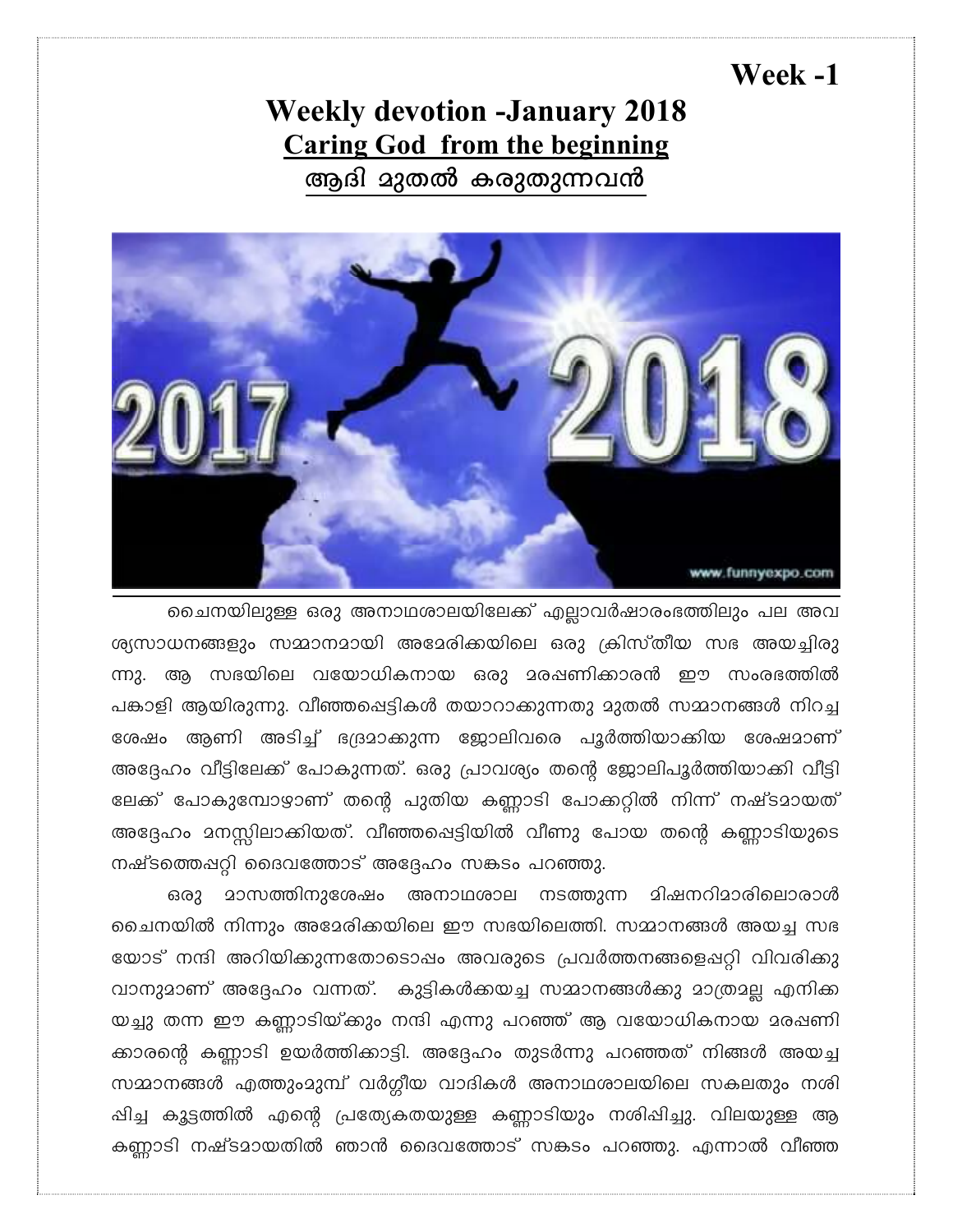Week -1

# Weekly devotion -January 2018

## Caring God from the beginning

## ആദി മുതൽ കരുതുന്നവൻ

ചൈനയിലുള്ള ഒരു അനാഥശാലയിലേക്ക് എല്ലാവർഷാരംഭത്തിലും പല അവശ്യസാധനങ്ങളും സമ്മാനമായി അമേരിക്കയിലെ ഒരു ക്രിസ്തീയ സഭ അയച്ചിരുന്നു. ആ സഭയിലെ വയോധികനായ ഒരു മരപ്പണിക്കാരൻ ഈ സംരഭത്തിൽ പങ്കാളി ആയിരുന്നു. വീഞ്ഞപ്പെട്ടികൾ തയാറാക്കുന്നതു മുതൽ സമ്മാനങ്ങൾ നിറച്ച ശേഷം ആണി അടിച്ച് ഭദ്രമാക്കുന്ന ജോലിവരെ പൂർത്തിയാക്കിയ ശേഷമാണ് അദ്ദേഹം വീട്ടിലേക്ക് പോകുന്നത്. ഒരു പ്രാവശ്യം തന്റെ ജോലിപൂർത്തിയാക്കി വീട്ടിലേക്ക് പോകുമ്പോഴാണ് തന്റെ പുതിയ കണ്ണാടി പോക്കറ്റിൽ നിന്ന് നഷ്ടമായത് അദ്ദേഹം മനസ്സിലാക്കിയത്. വീഞ്ഞപ്പെട്ടിയിൽ വീണു പോയ തന്റെ കണ്ണാടിയുടെ നഷ്ടത്തെപ്പറ്റി ദൈവത്തോട് അദ്ദേഹം സങ്കടം പറഞ്ഞു.

ഒരു മാസത്തിനുശേഷം അനാഥശാല നടത്തുന്ന മിഷനറിമാരിലൊരാൾ ചൈനയിൽ നിന്നും അമേരിക്കയിലെ ഈ സഭയിലെത്തി. സമ്മാനങ്ങൾ അയച്ച സഭയോട് നന്ദി അറിയിക്കുന്നതോടൊപ്പം അവരുടെ പ്രവർത്തനങ്ങളെപ്പറ്റി വിവരിക്കുവാനുമാണ് അദ്ദേഹം വന്നത്. കുട്ടികൾക്കയച്ച സമ്മാനങ്ങൾക്കു മാത്രമല്ല എനിക്കയച്ചു തന്ന ഈ കണ്ണാടിയ്ക്കും നന്ദി എന്നു പറഞ്ഞ് ആ വയോധികനായ മരപ്പണിക്കാരന്റെ കണ്ണാടി ഉയർത്തിക്കാട്ടി. അദ്ദേഹം തുടർന്നു പറഞ്ഞത് നിങ്ങൾ അയച്ച സമ്മാനങ്ങൾ എത്തുംമുമ്പ് വർഗ്ഗീയ വാദികൾ അനാഥശാലയിലെ സകലതും നശിപ്പിച്ച കൂട്ടത്തിൽ എന്റെ പ്രത്യേകതയുള്ള കണ്ണാടിയും നശിപ്പിച്ചു. വിലയുള്ള ആ കണ്ണാടി നഷ്ടമായതിൽ ഞാൻ ദൈവത്തോട് സങ്കടം പറഞ്ഞു. എന്നാൽ വീഞ്ഞ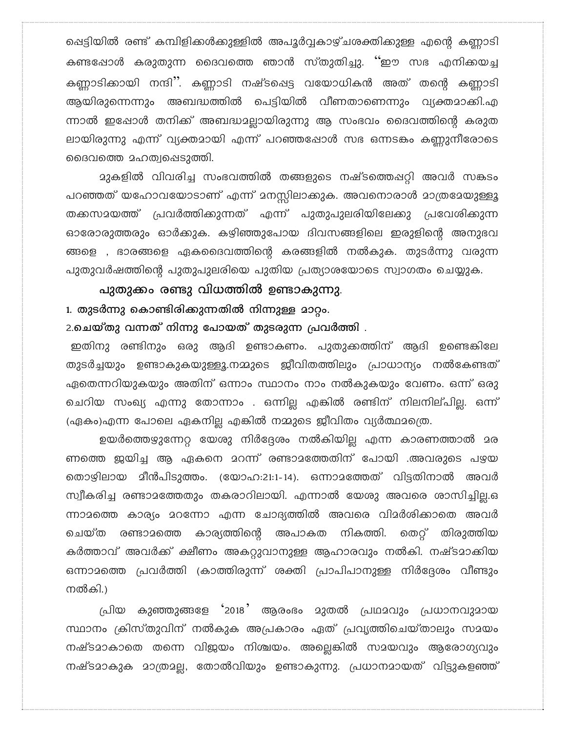പെട്ടിയിൽ രണ്ട് കമ്പിളികൾക്കുള്ളിൽ അപൂർവ്വകാഴ്ചശക്തിക്കുള്ള എന്റെ കണ്ണാടി കണ്ടപ്പോൾ കരുതുന്ന ദൈവത്തെ ഞാൻ സ്തുതിച്ചു. "ഈ സഭ എനിക്കയച്ച കണ്ണാടിക്കായി നന്ദി". കണ്ണാടി നഷ്ടപ്പെട്ട വയോധികൻ അത് തന്റെ കണ്ണാടി ആയിരുന്നെന്നും അബദ്ധത്തിൽ പെട്ടിയിൽ വീണതാണെന്നും വ്യക്തമാക്കി.എന്നാൽ ഇപ്പോൾ തനിക്ക് അബദ്ധമല്ലായിരുന്നു ആ സംഭവം ദൈവത്തിന്റെ കരുതലായിരുന്നു എന്ന് വ്യക്തമായി എന്ന് പറഞ്ഞപ്പോൾ സഭ ഒന്നടങ്കം കണ്ണുനീരോടെ ദൈവത്തെ മഹത്വപ്പെടുത്തി.

മുകളിൽ വിവരിച്ച സംഭവത്തിൽ തങ്ങളുടെ നഷ്ടത്തെപ്പറ്റി അവർ സങ്കടം പറഞ്ഞത് യഹോവയോടാണ് എന്ന് മനസ്സിലാക്കുക. അവനൊരാൾ മാത്രമേയുള്ളൂ തക്കസമയത്ത് പ്രവർത്തിക്കുന്നത് എന്ന് പുതുപുലരിയിലേക്കു പ്രവേശിക്കുന്ന ഓരോരുത്തരും ഓർക്കുക. കഴിഞ്ഞുപോയ ദിവസങ്ങളിലെ ഇരുളിന്റെ അനുഭവങ്ങളെ , ഭാരങ്ങളെ ഏകദൈവത്തിന്റെ കരങ്ങളിൽ നൽകുക. തുടർന്നു വരുന്ന പുതുവർഷത്തിന്റെ പുതുപുലരിയെ പുതിയ പ്രത്യാശയോടെ സ്വാഗതം ചെയ്യുക.

**പുതുക്കം രണ്ടു വിധത്തിൽ ഉണ്ടാകുന്നു.**

**1. തുടർന്നു കൊണ്ടിരിക്കുന്നതിൽ നിന്നുള്ള മാറ്റം.**

**2.ചെയ്തു വന്നത് നിന്നു പോയത് തുടരുന്ന പ്രവർത്തി .**

ഇതിനു രണ്ടിനും ഒരു ആദി ഉണ്ടാകണം. പുതുക്കത്തിന് ആദി ഉണ്ടെങ്കിലേ തുടർച്ചയും ഉണ്ടാകുകയുള്ളൂ.നമ്മുടെ ജീവിതത്തിലും പ്രാധാന്യം നൽകേണ്ടത് ഏതെന്നറിയുകയും അതിന് ഒന്നാം സ്ഥാനം നാം നൽകുകയും വേണം. ഒന്ന് ഒരു ചെറിയ സംഖ്യ എന്നു തോന്നാം . ഒന്നില്ല എങ്കിൽ രണ്ടിന് നിലനില്പില്ല. ഒന്ന് (ഏകം)എന്ന പോലെ ഏകനില്ല എങ്കിൽ നമ്മുടെ ജീവിതം വ്യർത്ഥമത്രെ.

ഉയർത്തെഴുന്നേറ്റ യേശു നിർദ്ദേശം നൽകിയില്ല എന്ന കാരണത്താൽ മരണത്തെ ജയിച്ച ആ ഏകനെ മറന്ന് രണ്ടാമത്തേതിന് പോയി .അവരുടെ പഴയ തൊഴിലായ മീൻപിടുത്തം. (യോഹ:21:1-14). ഒന്നാമത്തേത് വിട്ടതിനാൽ അവർ സ്വീകരിച്ച രണ്ടാമത്തേതും തകരാറിലായി. എന്നാൽ യേശു അവരെ ശാസിച്ചില്ല.ഒന്നാമത്തെ കാര്യം മറന്നോ എന്ന ചോദ്യത്തിൽ അവരെ വിമർശിക്കാതെ അവർ ചെയ്ത രണ്ടാമത്തെ കാര്യത്തിന്റെ അപാകത നികത്തി. തെറ്റ് തിരുത്തിയ കർത്താവ് അവർക്ക് ക്ഷീണം അകറ്റുവാനുള്ള ആഹാരവും നൽകി. നഷ്ടമാക്കിയ ഒന്നാമത്തെ പ്രവർത്തി (കാത്തിരുന്ന് ശക്തി പ്രാപിപാനുള്ള നിർദ്ദേശം വീണ്ടും നൽകി.)

പ്രിയ കുഞ്ഞുങ്ങളേ '2018' ആരംഭം മുതൽ പ്രഥമവും പ്രധാനവുമായ സ്ഥാനം ക്രിസ്തുവിന് നൽകുക അപ്രകാരം ഏത് പ്രവൃത്തിചെയ്താലും സമയം നഷ്ടമാകാതെ തന്നെ വിജയം നിശ്ചയം. അല്ലെങ്കിൽ സമയവും ആരോഗ്യവും നഷ്ടമാകുക മാത്രമല്ല, തോൽവിയും ഉണ്ടാകുന്നു. പ്രധാനമായത് വിട്ടുകളഞ്ഞ്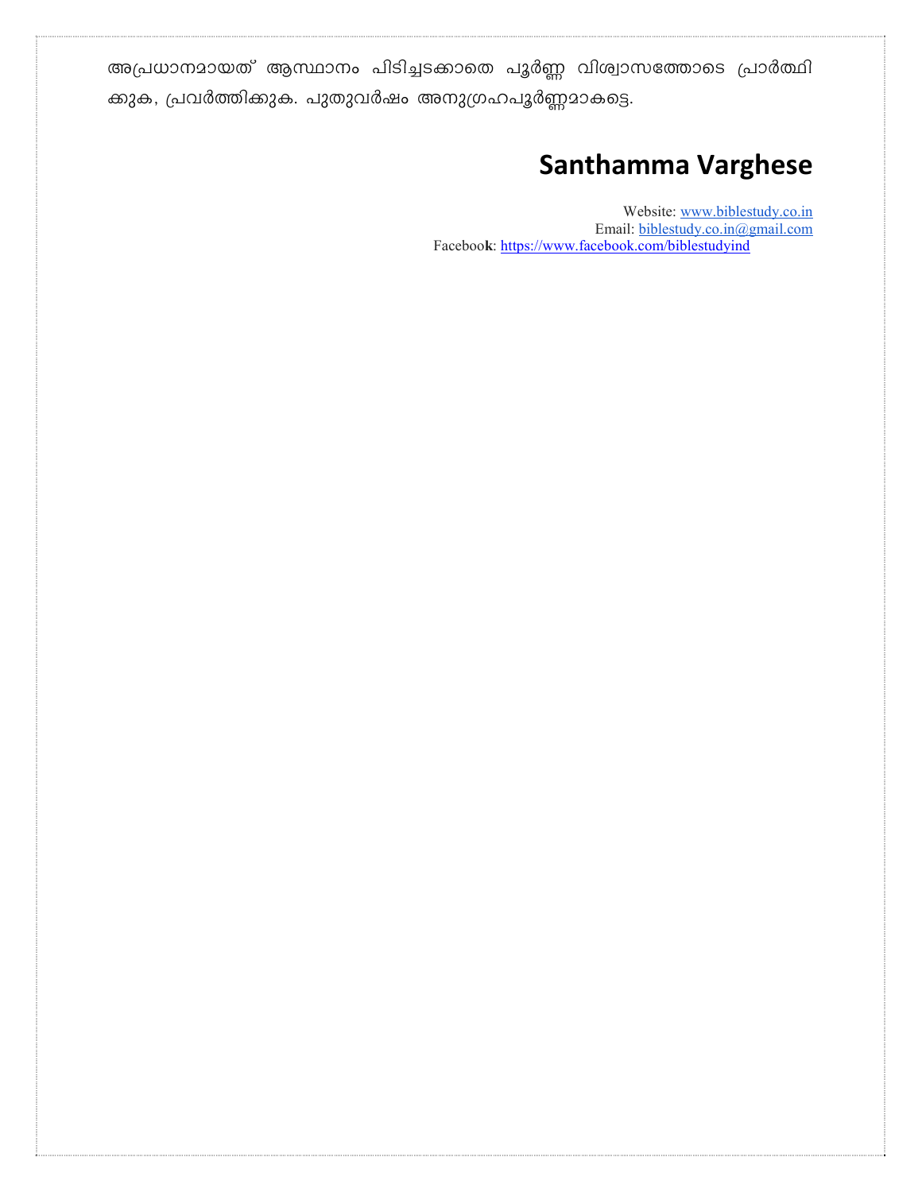അപ്രധാനമായത് ആസ്ഥാനം പിടിച്ചടക്കാതെ പൂർണ്ണ വിശ്വാസത്തോടെ പ്രാർത്ഥിക്കുക, പ്രവർത്തിക്കുക. പുതുവർഷം അനുഗ്രഹപൂർണ്ണമാകട്ടെ.

## Santhamma Varghese

Website: www.biblestudy.co.in
Email: biblestudy.co.in@gmail.com
Facebook: https://www.facebook.com/biblestudyind